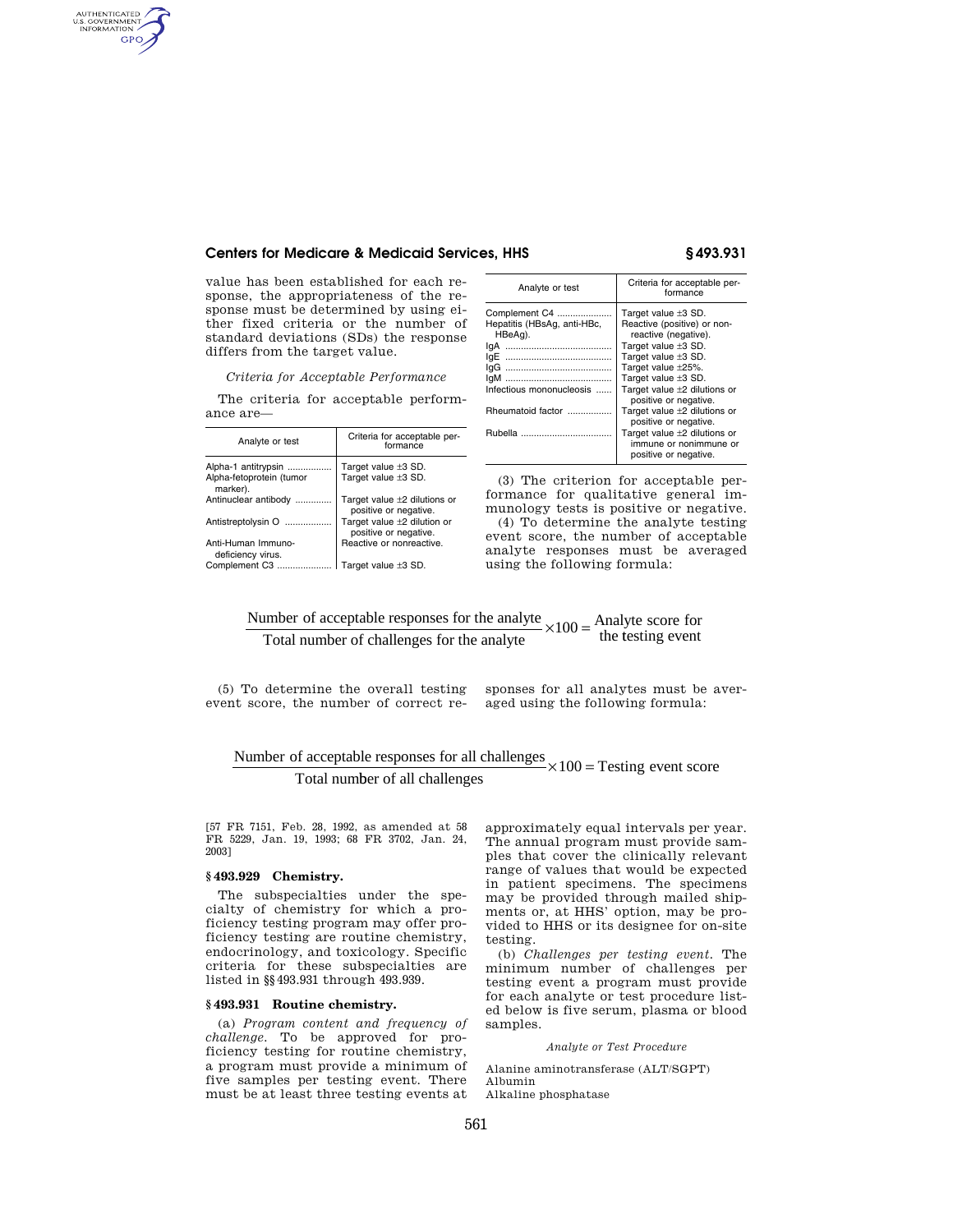value has been established for each response, the appropriateness of the response must be determined by using either fixed criteria or the number of standard deviations (SDs) the response differs from the target value.

*Criteria for Acceptable Performance*

The criteria for acceptable performance are—

| Analyte or test | Criteria for acceptable performance |
|---|---|
| Alpha-1 antitrypsin | Target value ±3 SD. |
| Alpha-fetoprotein (tumor marker). | Target value ±3 SD. |
| Antinuclear antibody | Target value ±2 dilutions or positive or negative. |
| Antistreptolysin O | Target value ±2 dilution or positive or negative. |
| Anti-Human Immunodeficiency virus. | Reactive or nonreactive. |
| Complement C3 | Target value ±3 SD. |
| Complement C4 | Target value ±3 SD. |
| Hepatitis (HBsAg, anti-HBc, HBeAg). | Reactive (positive) or nonreactive (negative). |
| IgA | Target value ±3 SD. |
| IgE | Target value ±3 SD. |
| IgG | Target value ±25%. |
| IgM | Target value ±3 SD. |
| Infectious mononucleosis | Target value ±2 dilutions or positive or negative. |
| Rheumatoid factor | Target value ±2 dilutions or positive or negative. |
| Rubella | Target value ±2 dilutions or immune or nonimmune or positive or negative. |

(3) The criterion for acceptable performance for qualitative general immunology tests is positive or negative.

(4) To determine the analyte testing event score, the number of acceptable analyte responses must be averaged using the following formula:

$$\frac{\text{Number of acceptable responses for the analyte}}{\text{Total number of challenges for the analyte}} \times 100 = \text{Analyte score for the testing event}$$

(5) To determine the overall testing event score, the number of correct responses for all analytes must be averaged using the following formula:

$$\frac{\text{Number of acceptable responses for all challenges}}{\text{Total number of all challenges}} \times 100 = \text{Testing event score}$$

[57 FR 7151, Feb. 28, 1992, as amended at 58 FR 5229, Jan. 19, 1993; 68 FR 3702, Jan. 24, 2003]

## § 493.929 Chemistry.

The subspecialties under the specialty of chemistry for which a proficiency testing program may offer proficiency testing are routine chemistry, endocrinology, and toxicology. Specific criteria for these subspecialties are listed in §§ 493.931 through 493.939.

## § 493.931 Routine chemistry.

(a) *Program content and frequency of challenge.* To be approved for proficiency testing for routine chemistry, a program must provide a minimum of five samples per testing event. There must be at least three testing events at approximately equal intervals per year. The annual program must provide samples that cover the clinically relevant range of values that would be expected in patient specimens. The specimens may be provided through mailed shipments or, at HHS' option, may be provided to HHS or its designee for on-site testing.

(b) *Challenges per testing event.* The minimum number of challenges per testing event a program must provide for each analyte or test procedure listed below is five serum, plasma or blood samples.

*Analyte or Test Procedure*

Alanine aminotransferase (ALT/SGPT)
Albumin
Alkaline phosphatase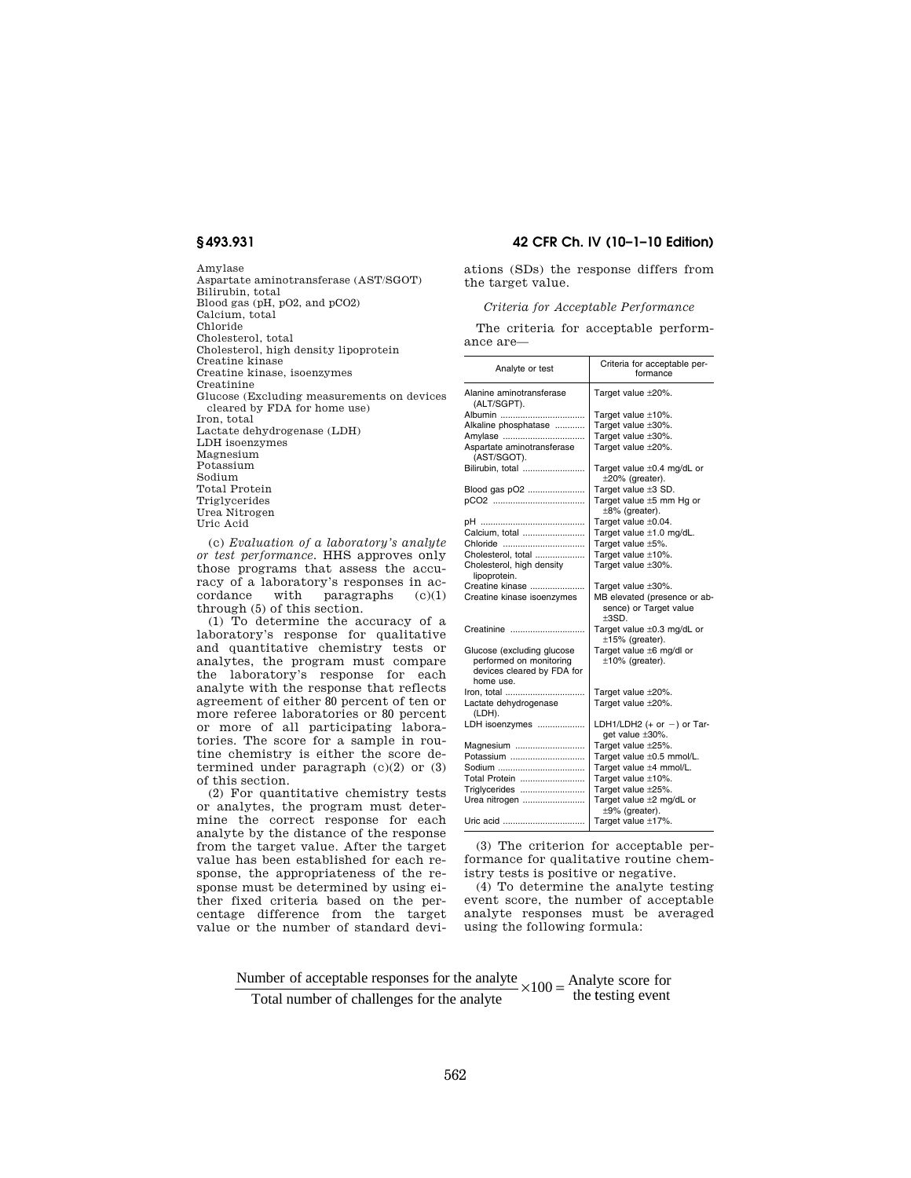Amylase
Aspartate aminotransferase (AST/SGOT)
Bilirubin, total
Blood gas (pH, pO2, and pCO2)
Calcium, total
Chloride
Cholesterol, total
Cholesterol, high density lipoprotein
Creatine kinase
Creatine kinase, isoenzymes
Creatinine
Glucose (Excluding measurements on devices cleared by FDA for home use)
Iron, total
Lactate dehydrogenase (LDH)
LDH isoenzymes
Magnesium
Potassium
Sodium
Total Protein
Triglycerides
Urea Nitrogen
Uric Acid

(c) *Evaluation of a laboratory's analyte or test performance.* HHS approves only those programs that assess the accuracy of a laboratory's responses in accordance with paragraphs (c)(1) through (5) of this section.

(1) To determine the accuracy of a laboratory's response for qualitative and quantitative chemistry tests or analytes, the program must compare the laboratory's response for each analyte with the response that reflects agreement of either 80 percent of ten or more referee laboratories or 80 percent or more of all participating laboratories. The score for a sample in routine chemistry is either the score determined under paragraph (c)(2) or (3) of this section.

(2) For quantitative chemistry tests or analytes, the program must determine the correct response for each analyte by the distance of the response from the target value. After the target value has been established for each response, the appropriateness of the response must be determined by using either fixed criteria based on the percentage difference from the target value or the number of standard deviations (SDs) the response differs from the target value.

*Criteria for Acceptable Performance*

The criteria for acceptable performance are—

| Analyte or test | Criteria for acceptable performance |
|---|---|
| Alanine aminotransferase (ALT/SGPT). | Target value ±20%. |
| Albumin | Target value ±10%. |
| Alkaline phosphatase | Target value ±30%. |
| Amylase | Target value ±30%. |
| Aspartate aminotransferase (AST/SGOT). | Target value ±20%. |
| Bilirubin, total | Target value ±0.4 mg/dL or ±20% (greater). |
| Blood gas pO2 | Target value ±3 SD. |
| pCO2 | Target value ±5 mm Hg or ±8% (greater). |
| pH | Target value ±0.04. |
| Calcium, total | Target value ±1.0 mg/dL. |
| Chloride | Target value ±5%. |
| Cholesterol, total | Target value ±10%. |
| Cholesterol, high density lipoprotein. | Target value ±30%. |
| Creatine kinase | Target value ±30%. |
| Creatine kinase isoenzymes | MB elevated (presence or absence) or Target value ±3SD. |
| Creatinine | Target value ±0.3 mg/dL or ±15% (greater). |
| Glucose (excluding glucose performed on monitoring devices cleared by FDA for home use. | Target value ±6 mg/dl or ±10% (greater). |
| Iron, total | Target value ±20%. |
| Lactate dehydrogenase (LDH). | Target value ±20%. |
| LDH isoenzymes | LDH1/LDH2 (+ or −) or Target value ±30%. |
| Magnesium | Target value ±25%. |
| Potassium | Target value ±0.5 mmol/L. |
| Sodium | Target value ±4 mmol/L. |
| Total Protein | Target value ±10%. |
| Triglycerides | Target value ±25%. |
| Urea nitrogen | Target value ±2 mg/dL or ±9% (greater). |
| Uric acid | Target value ±17%. |

(3) The criterion for acceptable performance for qualitative routine chemistry tests is positive or negative.

(4) To determine the analyte testing event score, the number of acceptable analyte responses must be averaged using the following formula:

$$\frac{\text{Number of acceptable responses for the analyte}}{\text{Total number of challenges for the analyte}} \times 100 = \begin{array}{c}\text{Analyte score for}\\ \text{the testing event}\end{array}$$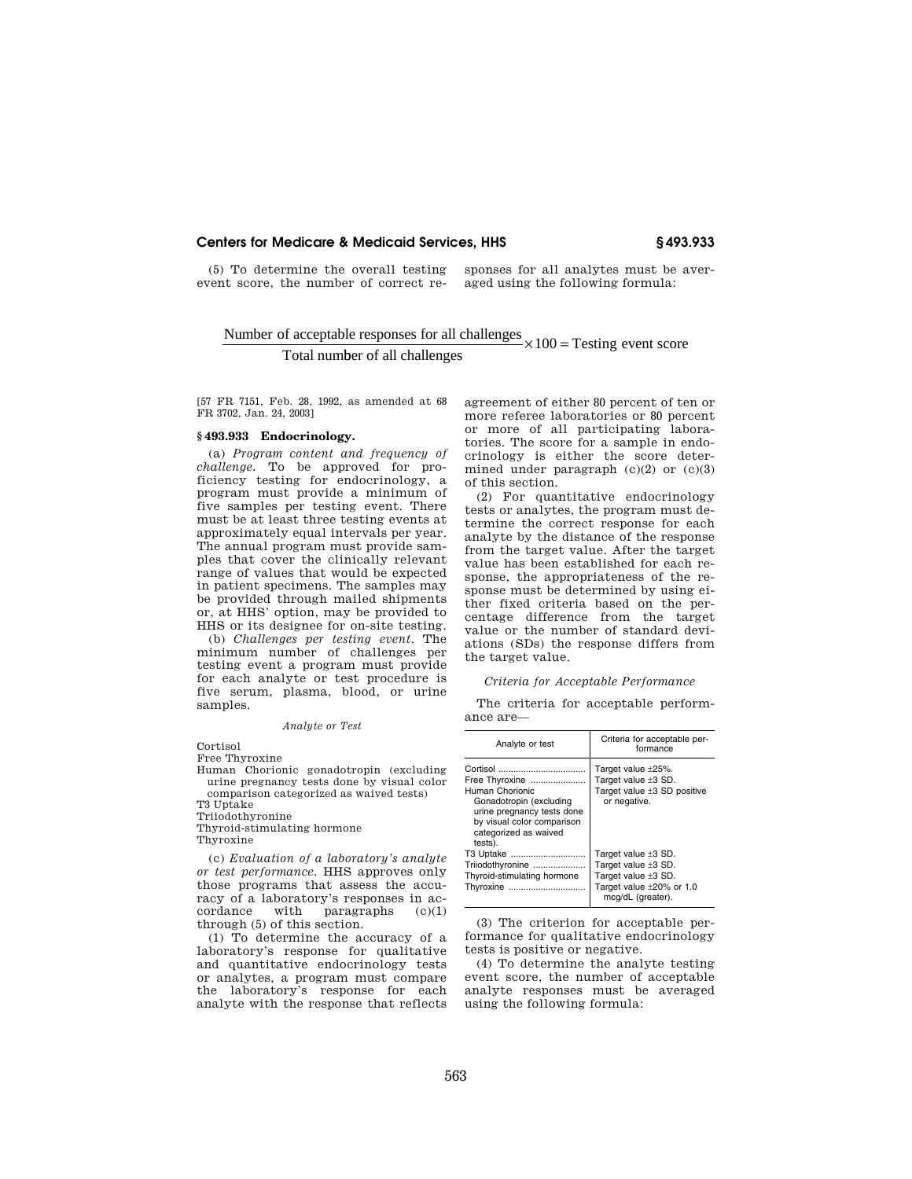(5) To determine the overall testing event score, the number of correct responses for all analytes must be averaged using the following formula:

$$\frac{\text{Number of acceptable responses for all challenges}}{\text{Total number of all challenges}} \times 100 = \text{Testing event score}$$

[57 FR 7151, Feb. 28, 1992, as amended at 68 FR 3702, Jan. 24, 2003]

### § 493.933 Endocrinology.

(a) *Program content and frequency of challenge.* To be approved for proficiency testing for endocrinology, a program must provide a minimum of five samples per testing event. There must be at least three testing events at approximately equal intervals per year. The annual program must provide samples that cover the clinically relevant range of values that would be expected in patient specimens. The samples may be provided through mailed shipments or, at HHS' option, may be provided to HHS or its designee for on-site testing.

(b) *Challenges per testing event.* The minimum number of challenges per testing event a program must provide for each analyte or test procedure is five serum, plasma, blood, or urine samples.

*Analyte or Test*

Cortisol
Free Thyroxine
Human Chorionic gonadotropin (excluding urine pregnancy tests done by visual color comparison categorized as waived tests)
T3 Uptake
Triiodothyronine
Thyroid-stimulating hormone
Thyroxine

(c) *Evaluation of a laboratory's analyte or test performance.* HHS approves only those programs that assess the accuracy of a laboratory's responses in accordance with paragraphs (c)(1) through (5) of this section.

(1) To determine the accuracy of a laboratory's response for qualitative and quantitative endocrinology tests or analytes, a program must compare the laboratory's response for each analyte with the response that reflects agreement of either 80 percent of ten or more referee laboratories or 80 percent or more of all participating laboratories. The score for a sample in endocrinology is either the score determined under paragraph (c)(2) or (c)(3) of this section.

(2) For quantitative endocrinology tests or analytes, the program must determine the correct response for each analyte by the distance of the response from the target value. After the target value has been established for each response, the appropriateness of the response must be determined by using either fixed criteria based on the percentage difference from the target value or the number of standard deviations (SDs) the response differs from the target value.

*Criteria for Acceptable Performance*

The criteria for acceptable performance are—

| Analyte or test | Criteria for acceptable performance |
|---|---|
| Cortisol | Target value ±25%. |
| Free Thyroxine | Target value ±3 SD. |
| Human Chorionic Gonadotropin (excluding urine pregnancy tests done by visual color comparison categorized as waived tests). | Target value ±3 SD positive or negative. |
| T3 Uptake | Target value ±3 SD. |
| Triiodothyronine | Target value ±3 SD. |
| Thyroid-stimulating hormone | Target value ±3 SD. |
| Thyroxine | Target value ±20% or 1.0 mcg/dL (greater). |

(3) The criterion for acceptable performance for qualitative endocrinology tests is positive or negative.

(4) To determine the analyte testing event score, the number of acceptable analyte responses must be averaged using the following formula: